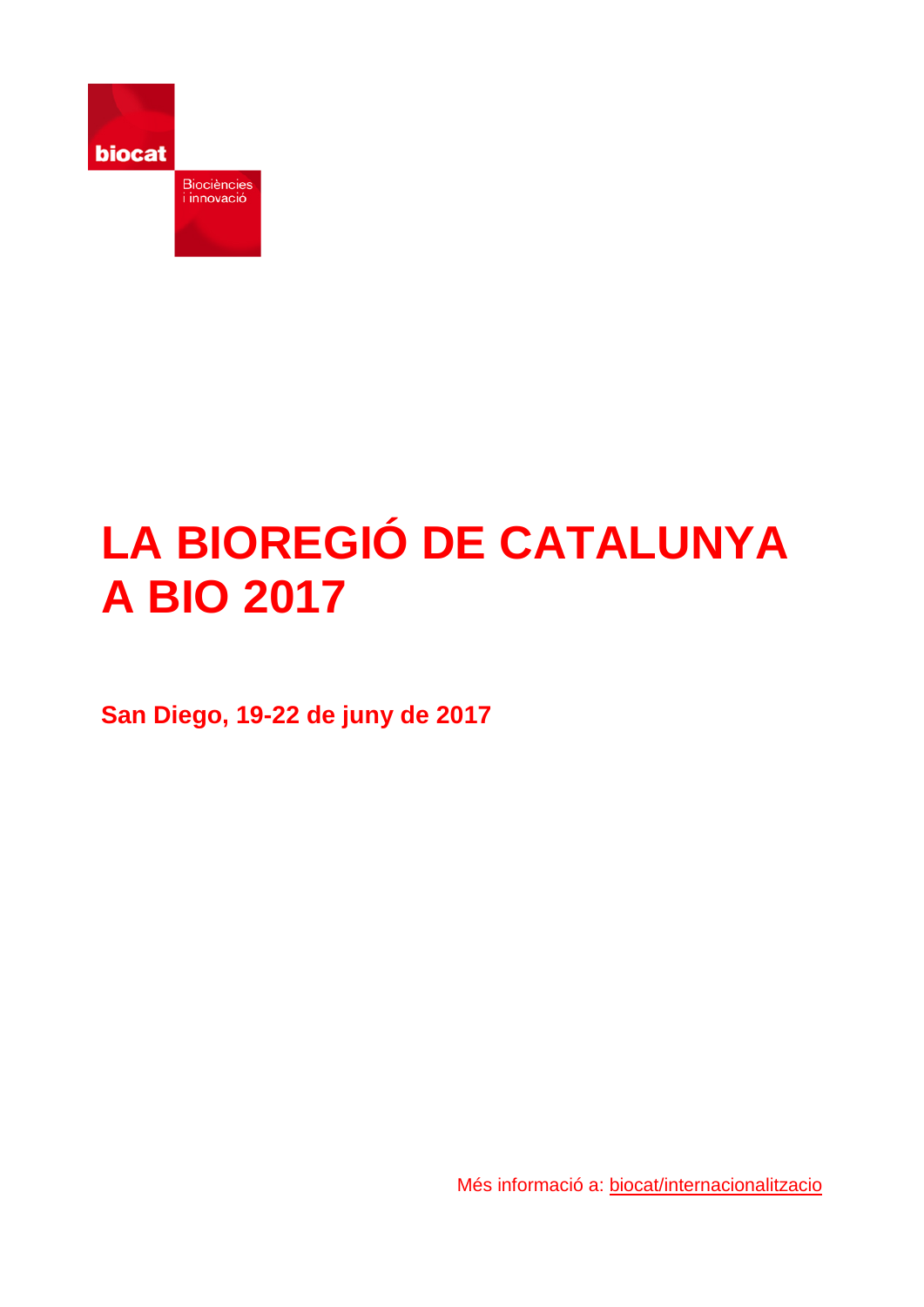biocat

Biociències i innovació

# LA BIOREGIÓ DE CATALUNYA A BIO 2017

**San Diego, 19-22 de juny de 2017**

Més informació a: [biocat/internacionalitzacio](biocat/internacionalitzacio)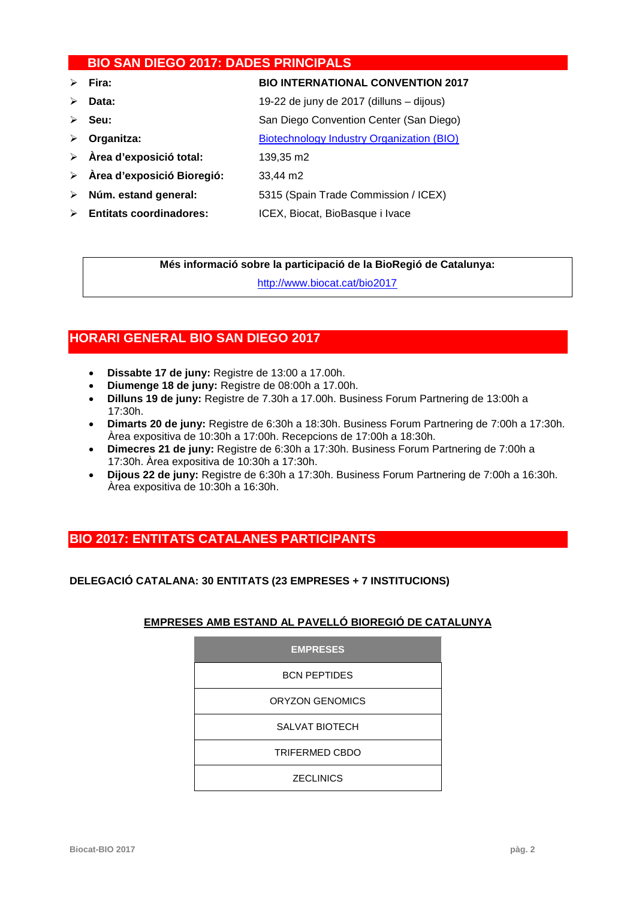## BIO SAN DIEGO 2017: DADES PRINCIPALS

- **Fira:** **BIO INTERNATIONAL CONVENTION 2017**
- **Data:** 19-22 de juny de 2017 (dilluns – dijous)
- **Seu:** San Diego Convention Center (San Diego)
- **Organitza:** Biotechnology Industry Organization (BIO)
- **Àrea d'exposició total:** 139,35 m2
- **Àrea d'exposició Bioregió:** 33,44 m2
- **Núm. estand general:** 5315 (Spain Trade Commission / ICEX)
- **Entitats coordinadores:** ICEX, Biocat, BioBasque i Ivace

**Més informació sobre la participació de la BioRegió de Catalunya:**
http://www.biocat.cat/bio2017

## HORARI GENERAL BIO SAN DIEGO 2017

- **Dissabte 17 de juny:** Registre de 13:00 a 17.00h.
- **Diumenge 18 de juny:** Registre de 08:00h a 17.00h.
- **Dilluns 19 de juny:** Registre de 7.30h a 17.00h. Business Forum Partnering de 13:00h a 17:30h.
- **Dimarts 20 de juny:** Registre de 6:30h a 18:30h. Business Forum Partnering de 7:00h a 17:30h. Àrea expositiva de 10:30h a 17:00h. Recepcions de 17:00h a 18:30h.
- **Dimecres 21 de juny:** Registre de 6:30h a 17:30h. Business Forum Partnering de 7:00h a 17:30h. Àrea expositiva de 10:30h a 17:30h.
- **Dijous 22 de juny:** Registre de 6:30h a 17:30h. Business Forum Partnering de 7:00h a 16:30h. Àrea expositiva de 10:30h a 16:30h.

## BIO 2017: ENTITATS CATALANES PARTICIPANTS

**DELEGACIÓ CATALANA: 30 ENTITATS (23 EMPRESES + 7 INSTITUCIONS)**

**EMPRESES AMB ESTAND AL PAVELLÓ BIOREGIÓ DE CATALUNYA**

| EMPRESES |
|---|
| BCN PEPTIDES |
| ORYZON GENOMICS |
| SALVAT BIOTECH |
| TRIFERMED CBDO |
| ZECLINICS |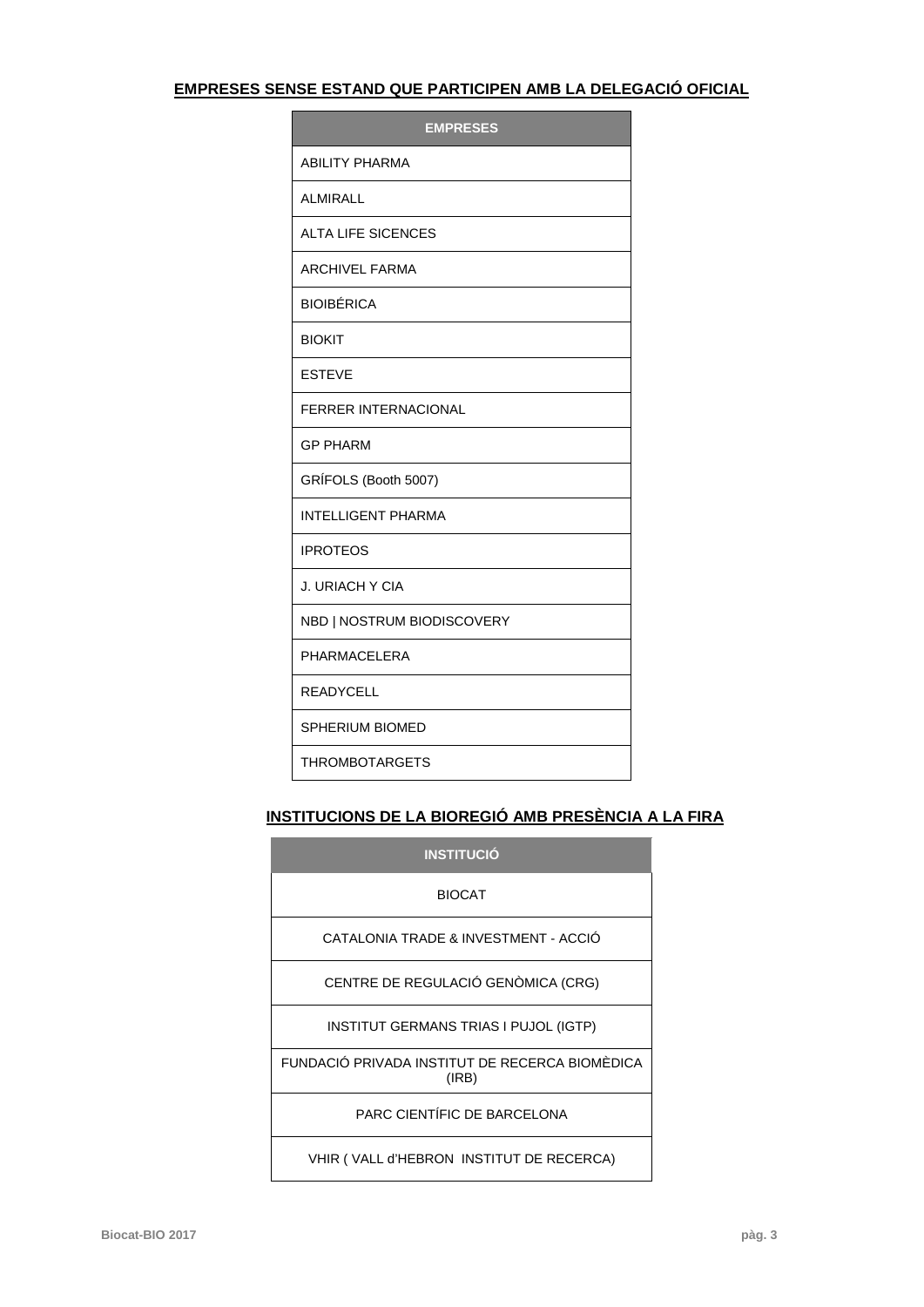## EMPRESES SENSE ESTAND QUE PARTICIPEN AMB LA DELEGACIÓ OFICIAL

| EMPRESES |
|---|
| ABILITY PHARMA |
| ALMIRALL |
| ALTA LIFE SICENCES |
| ARCHIVEL FARMA |
| BIOIBÉRICA |
| BIOKIT |
| ESTEVE |
| FERRER INTERNACIONAL |
| GP PHARM |
| GRÍFOLS (Booth 5007) |
| INTELLIGENT PHARMA |
| IPROTEOS |
| J. URIACH Y CIA |
| NBD \| NOSTRUM BIODISCOVERY |
| PHARMACELERA |
| READYCELL |
| SPHERIUM BIOMED |
| THROMBOTARGETS |

## INSTITUCIONS DE LA BIOREGIÓ AMB PRESÈNCIA A LA FIRA

| INSTITUCIÓ |
|---|
| BIOCAT |
| CATALONIA TRADE & INVESTMENT - ACCIÓ |
| CENTRE DE REGULACIÓ GENÒMICA (CRG) |
| INSTITUT GERMANS TRIAS I PUJOL (IGTP) |
| FUNDACIÓ PRIVADA INSTITUT DE RECERCA BIOMÈDICA (IRB) |
| PARC CIENTÍFIC DE BARCELONA |
| VHIR ( VALL d'HEBRON INSTITUT DE RECERCA) |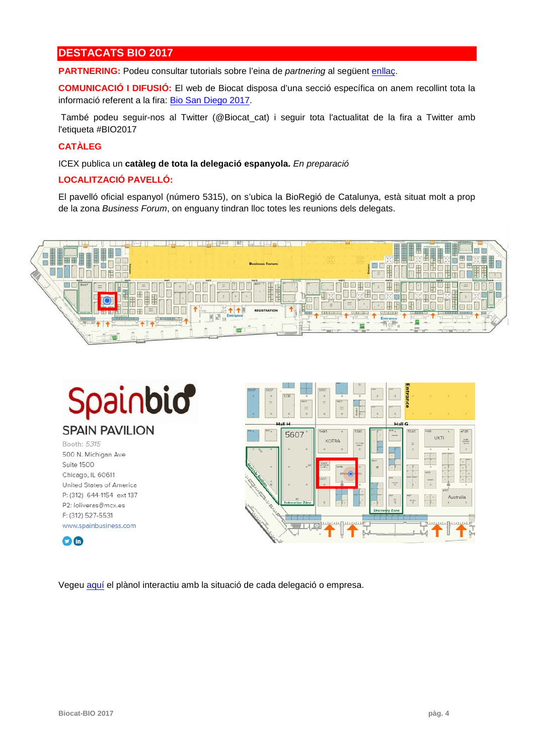## DESTACATS BIO 2017

**PARTNERING:** Podeu consultar tutorials sobre l'eina de *partnering* al següent enllaç.

**COMUNICACIÓ I DIFUSIÓ:** El web de Biocat disposa d'una secció específica on anem recollint tota la informació referent a la fira: Bio San Diego 2017.

També podeu seguir-nos al Twitter (@Biocat_cat) i seguir tota l'actualitat de la fira a Twitter amb l'etiqueta #BIO2017

**CATÀLEG**

ICEX publica un **catàleg de tota la delegació espanyola.** *En preparació*

**LOCALITZACIÓ PAVELLÓ:**

El pavelló oficial espanyol (número 5315), on s'ubica la BioRegió de Catalunya, està situat molt a prop de la zona *Business Forum*, on enguany tindran lloc totes les reunions dels delegats.

**SPAIN PAVILION**

Booth: *5315*
500 N. Michigan Ave
Suite 1500
Chicago, IL 60611
United States of America
P: (312) 644-1154 ext 137
P2: loliveres@mcx.es
F: (312) 527-5531
www.spainbusiness.com

Vegeu aquí el plànol interactiu amb la situació de cada delegació o empresa.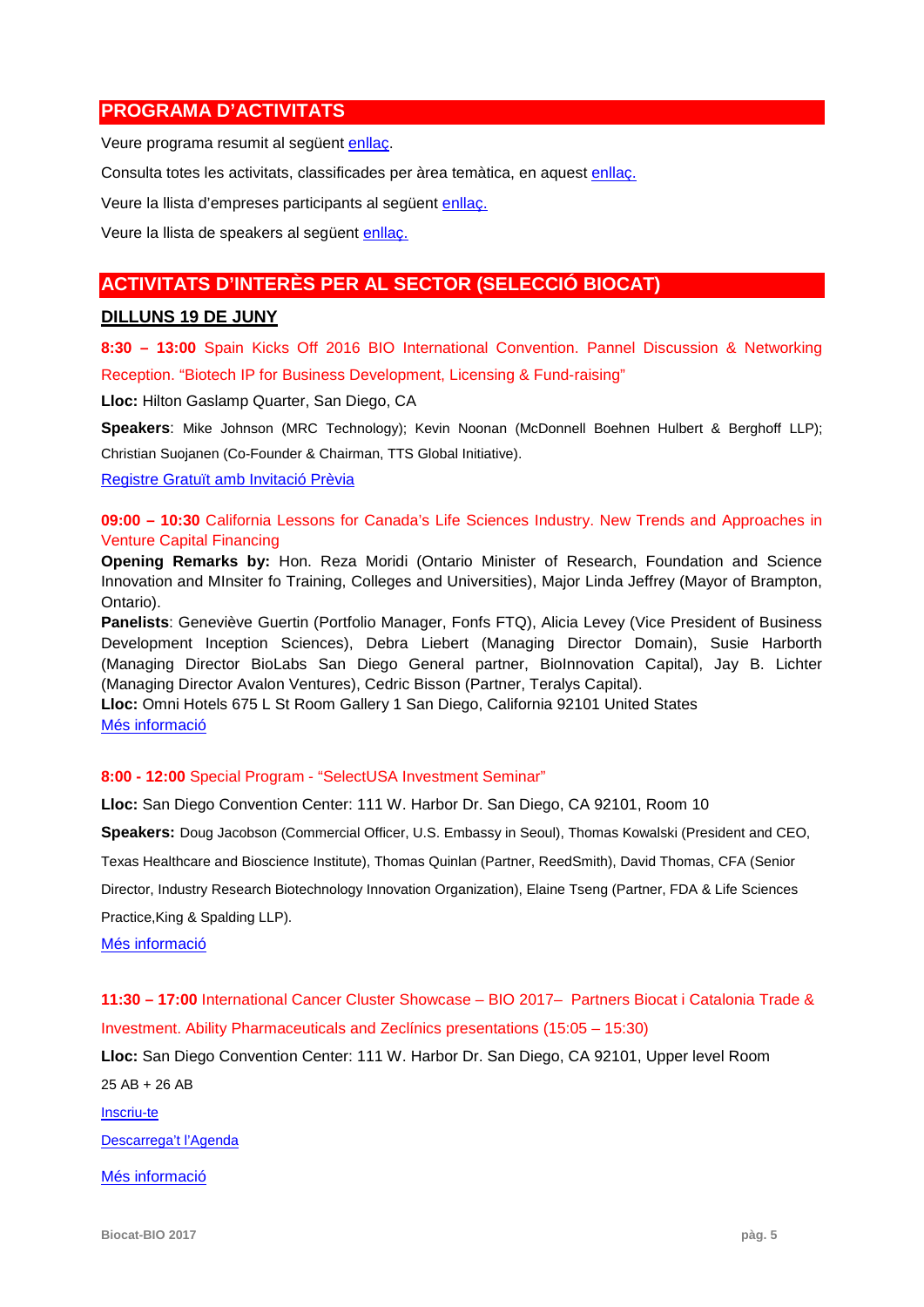## PROGRAMA D'ACTIVITATS

Veure programa resumit al següent enllaç.

Consulta totes les activitats, classificades per àrea temàtica, en aquest enllaç.

Veure la llista d'empreses participants al següent enllaç.

Veure la llista de speakers al següent enllaç.

## ACTIVITATS D'INTERÈS PER AL SECTOR (SELECCIÓ BIOCAT)

### DILLUNS 19 DE JUNY

**8:30 – 13:00** Spain Kicks Off 2016 BIO International Convention. Pannel Discussion & Networking Reception. "Biotech IP for Business Development, Licensing & Fund-raising"

**Lloc:** Hilton Gaslamp Quarter, San Diego, CA

**Speakers**: Mike Johnson (MRC Technology); Kevin Noonan (McDonnell Boehnen Hulbert & Berghoff LLP); Christian Suojanen (Co-Founder & Chairman, TTS Global Initiative).

Registre Gratuït amb Invitació Prèvia

**09:00 – 10:30** California Lessons for Canada's Life Sciences Industry. New Trends and Approaches in Venture Capital Financing

**Opening Remarks by:** Hon. Reza Moridi (Ontario Minister of Research, Foundation and Science Innovation and MInsiter fo Training, Colleges and Universities), Major Linda Jeffrey (Mayor of Brampton, Ontario).

**Panelists**: Geneviève Guertin (Portfolio Manager, Fonfs FTQ), Alicia Levey (Vice President of Business Development Inception Sciences), Debra Liebert (Managing Director Domain), Susie Harborth (Managing Director BioLabs San Diego General partner, BioInnovation Capital), Jay B. Lichter (Managing Director Avalon Ventures), Cedric Bisson (Partner, Teralys Capital).

**Lloc:** Omni Hotels 675 L St Room Gallery 1 San Diego, California 92101 United States

Més informació

**8:00 - 12:00** Special Program - "SelectUSA Investment Seminar"

**Lloc:** San Diego Convention Center: 111 W. Harbor Dr. San Diego, CA 92101, Room 10

**Speakers:** Doug Jacobson (Commercial Officer, U.S. Embassy in Seoul), Thomas Kowalski (President and CEO, Texas Healthcare and Bioscience Institute), Thomas Quinlan (Partner, ReedSmith), David Thomas, CFA (Senior Director, Industry Research Biotechnology Innovation Organization), Elaine Tseng (Partner, FDA & Life Sciences Practice,King & Spalding LLP).

Més informació

**11:30 – 17:00** International Cancer Cluster Showcase – BIO 2017– Partners Biocat i Catalonia Trade & Investment. Ability Pharmaceuticals and Zeclínics presentations (15:05 – 15:30)

**Lloc:** San Diego Convention Center: 111 W. Harbor Dr. San Diego, CA 92101, Upper level Room 25 AB + 26 AB

Inscriu-te

Descarrega't l'Agenda

Més informació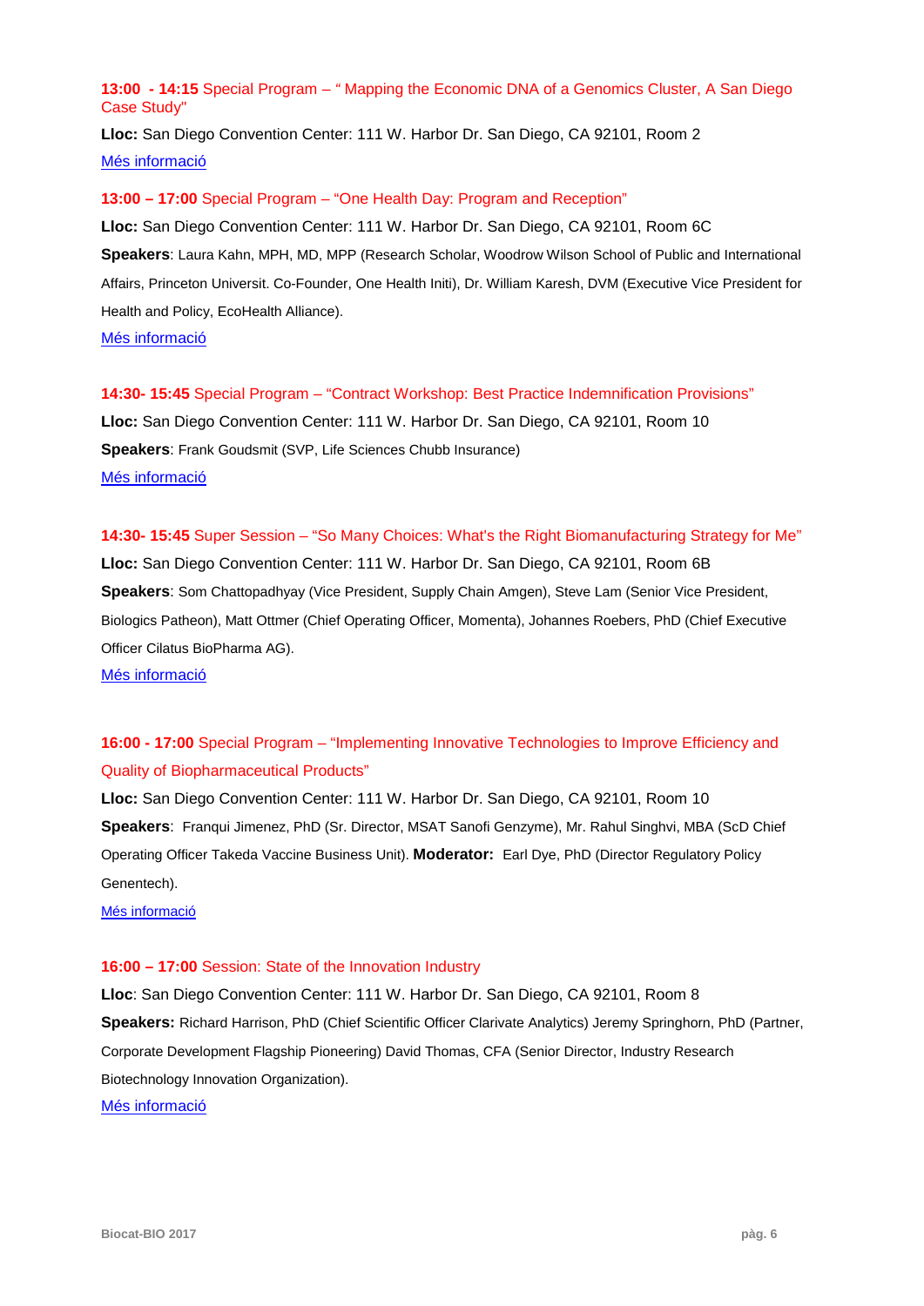**13:00 - 14:15** Special Program – " Mapping the Economic DNA of a Genomics Cluster, A San Diego Case Study"

**Lloc:** San Diego Convention Center: 111 W. Harbor Dr. San Diego, CA 92101, Room 2

Més informació

**13:00 – 17:00** Special Program – "One Health Day: Program and Reception"

**Lloc:** San Diego Convention Center: 111 W. Harbor Dr. San Diego, CA 92101, Room 6C

**Speakers**: Laura Kahn, MPH, MD, MPP (Research Scholar, Woodrow Wilson School of Public and International Affairs, Princeton Universit. Co-Founder, One Health Initi), Dr. William Karesh, DVM (Executive Vice President for Health and Policy, EcoHealth Alliance).

Més informació

**14:30- 15:45** Special Program – "Contract Workshop: Best Practice Indemnification Provisions"

**Lloc:** San Diego Convention Center: 111 W. Harbor Dr. San Diego, CA 92101, Room 10

**Speakers**: Frank Goudsmit (SVP, Life Sciences Chubb Insurance)

Més informació

**14:30- 15:45** Super Session – "So Many Choices: What's the Right Biomanufacturing Strategy for Me"

**Lloc:** San Diego Convention Center: 111 W. Harbor Dr. San Diego, CA 92101, Room 6B

**Speakers**: Som Chattopadhyay (Vice President, Supply Chain Amgen), Steve Lam (Senior Vice President, Biologics Patheon), Matt Ottmer (Chief Operating Officer, Momenta), Johannes Roebers, PhD (Chief Executive Officer Cilatus BioPharma AG).

Més informació

**16:00 - 17:00** Special Program – "Implementing Innovative Technologies to Improve Efficiency and Quality of Biopharmaceutical Products"

**Lloc:** San Diego Convention Center: 111 W. Harbor Dr. San Diego, CA 92101, Room 10

**Speakers**: Franqui Jimenez, PhD (Sr. Director, MSAT Sanofi Genzyme), Mr. Rahul Singhvi, MBA (ScD Chief Operating Officer Takeda Vaccine Business Unit). **Moderator:** Earl Dye, PhD (Director Regulatory Policy Genentech).

Més informació

**16:00 – 17:00** Session: State of the Innovation Industry

**Lloc**: San Diego Convention Center: 111 W. Harbor Dr. San Diego, CA 92101, Room 8

**Speakers:** Richard Harrison, PhD (Chief Scientific Officer Clarivate Analytics) Jeremy Springhorn, PhD (Partner, Corporate Development Flagship Pioneering) David Thomas, CFA (Senior Director, Industry Research Biotechnology Innovation Organization).

Més informació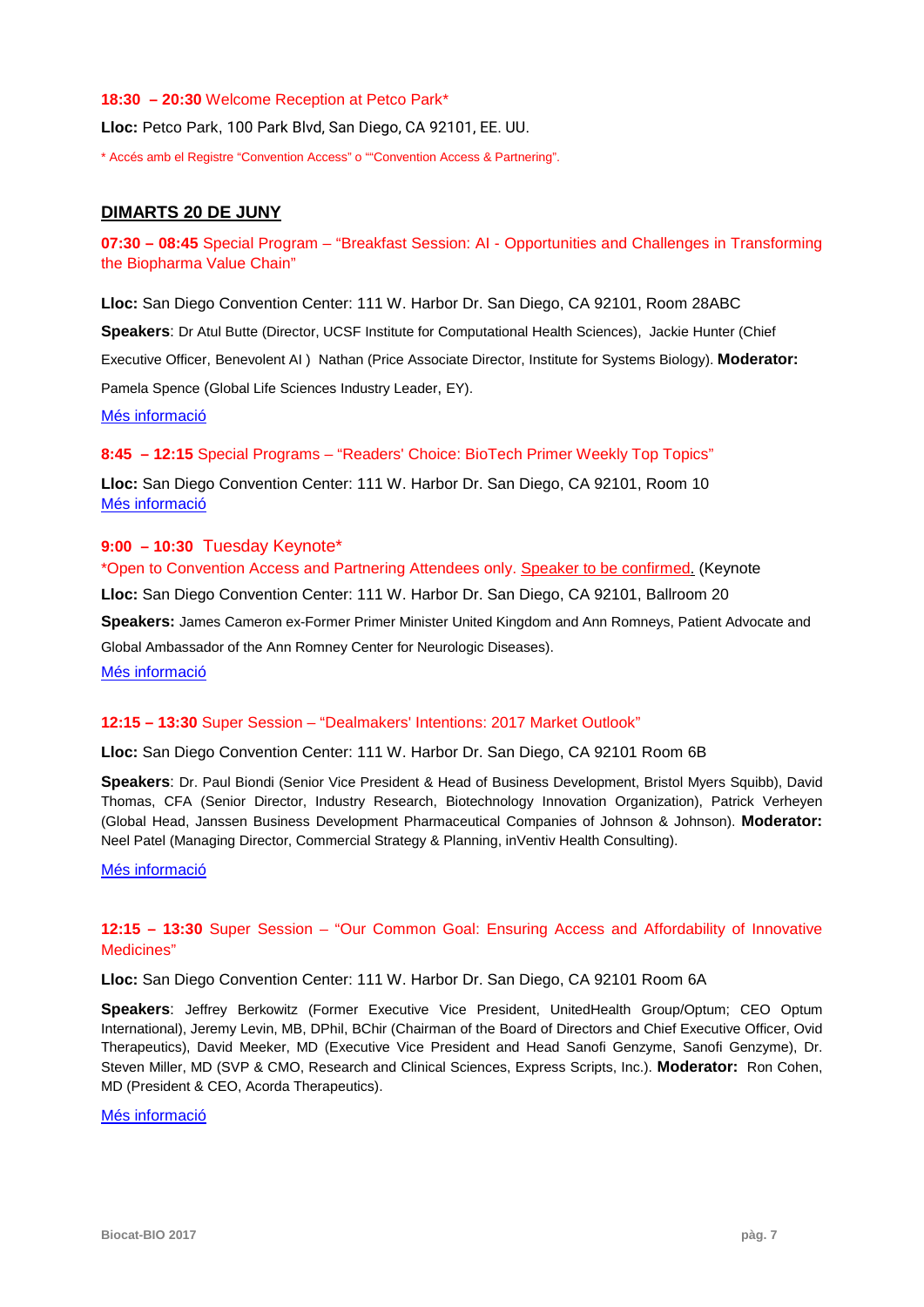**18:30 – 20:30** Welcome Reception at Petco Park*

**Lloc:** Petco Park, 100 Park Blvd, San Diego, CA 92101, EE. UU.

* Accés amb el Registre "Convention Access" o ""Convention Access & Partnering".

## DIMARTS 20 DE JUNY

**07:30 – 08:45** Special Program – "Breakfast Session: AI - Opportunities and Challenges in Transforming the Biopharma Value Chain"

**Lloc:** San Diego Convention Center: 111 W. Harbor Dr. San Diego, CA 92101, Room 28ABC

**Speakers**: Dr Atul Butte (Director, UCSF Institute for Computational Health Sciences), Jackie Hunter (Chief Executive Officer, Benevolent AI ) Nathan (Price Associate Director, Institute for Systems Biology). **Moderator:** Pamela Spence (Global Life Sciences Industry Leader, EY).

Més informació

**8:45 – 12:15** Special Programs – "Readers' Choice: BioTech Primer Weekly Top Topics"

**Lloc:** San Diego Convention Center: 111 W. Harbor Dr. San Diego, CA 92101, Room 10
Més informació

**9:00 – 10:30** Tuesday Keynote*

*Open to Convention Access and Partnering Attendees only. Speaker to be confirmed. (Keynote

**Lloc:** San Diego Convention Center: 111 W. Harbor Dr. San Diego, CA 92101, Ballroom 20

**Speakers:** James Cameron ex-Former Primer Minister United Kingdom and Ann Romneys, Patient Advocate and Global Ambassador of the Ann Romney Center for Neurologic Diseases).

Més informació

**12:15 – 13:30** Super Session – "Dealmakers' Intentions: 2017 Market Outlook"

**Lloc:** San Diego Convention Center: 111 W. Harbor Dr. San Diego, CA 92101 Room 6B

**Speakers**: Dr. Paul Biondi (Senior Vice President & Head of Business Development, Bristol Myers Squibb), David Thomas, CFA (Senior Director, Industry Research, Biotechnology Innovation Organization), Patrick Verheyen (Global Head, Janssen Business Development Pharmaceutical Companies of Johnson & Johnson). **Moderator:** Neel Patel (Managing Director, Commercial Strategy & Planning, inVentiv Health Consulting).

Més informació

**12:15 – 13:30** Super Session – "Our Common Goal: Ensuring Access and Affordability of Innovative Medicines"

**Lloc:** San Diego Convention Center: 111 W. Harbor Dr. San Diego, CA 92101 Room 6A

**Speakers**: Jeffrey Berkowitz (Former Executive Vice President, UnitedHealth Group/Optum; CEO Optum International), Jeremy Levin, MB, DPhil, BChir (Chairman of the Board of Directors and Chief Executive Officer, Ovid Therapeutics), David Meeker, MD (Executive Vice President and Head Sanofi Genzyme, Sanofi Genzyme), Dr. Steven Miller, MD (SVP & CMO, Research and Clinical Sciences, Express Scripts, Inc.). **Moderator:** Ron Cohen, MD (President & CEO, Acorda Therapeutics).

Més informació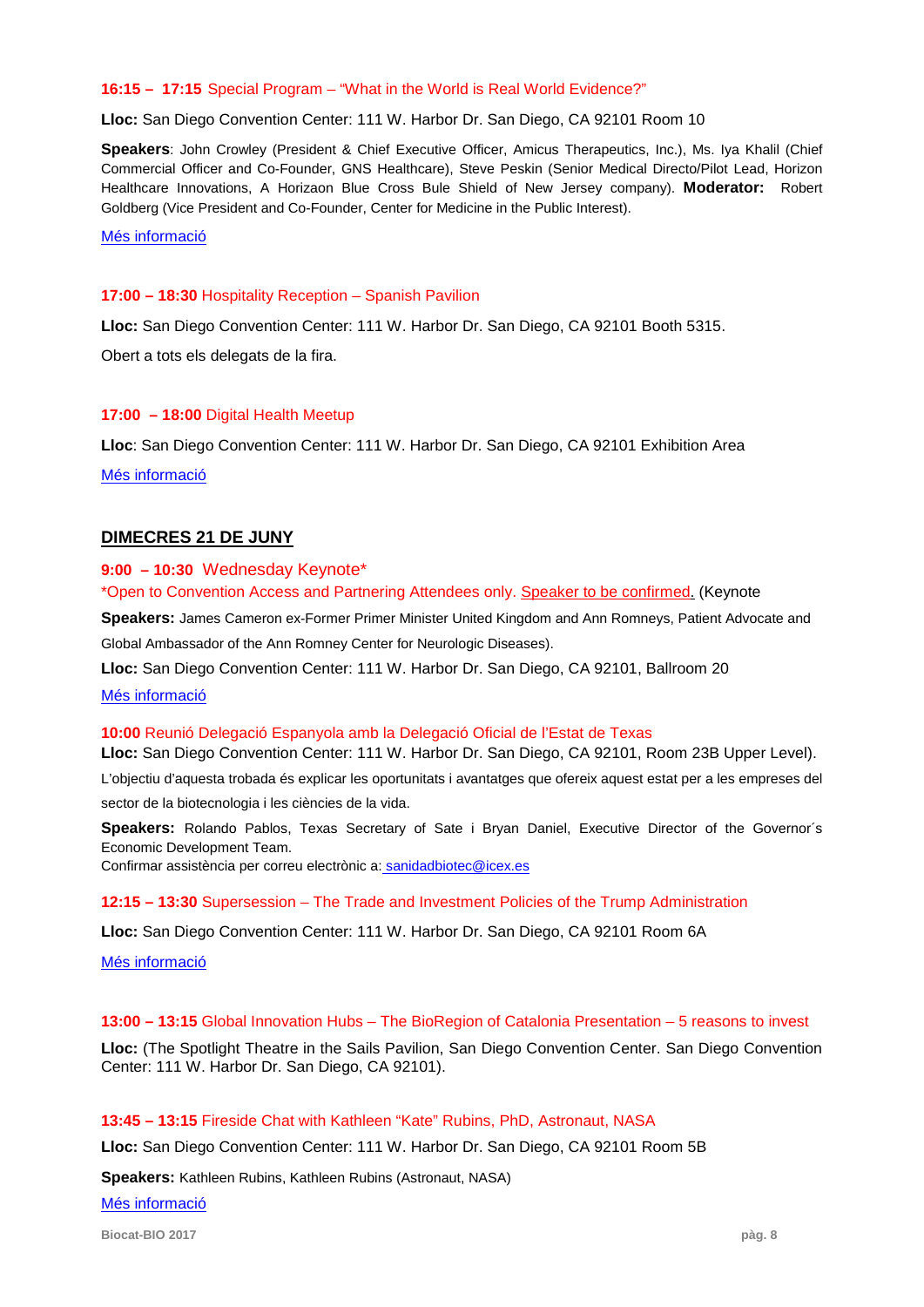**16:15 – 17:15** Special Program – "What in the World is Real World Evidence?"

**Lloc:** San Diego Convention Center: 111 W. Harbor Dr. San Diego, CA 92101 Room 10

**Speakers**: John Crowley (President & Chief Executive Officer, Amicus Therapeutics, Inc.), Ms. Iya Khalil (Chief Commercial Officer and Co-Founder, GNS Healthcare), Steve Peskin (Senior Medical Directo/Pilot Lead, Horizon Healthcare Innovations, A Horizaon Blue Cross Bule Shield of New Jersey company). **Moderator:** Robert Goldberg (Vice President and Co-Founder, Center for Medicine in the Public Interest).

Més informació

**17:00 – 18:30** Hospitality Reception – Spanish Pavilion

**Lloc:** San Diego Convention Center: 111 W. Harbor Dr. San Diego, CA 92101 Booth 5315.

Obert a tots els delegats de la fira.

**17:00 – 18:00** Digital Health Meetup

**Lloc**: San Diego Convention Center: 111 W. Harbor Dr. San Diego, CA 92101 Exhibition Area

Més informació

## DIMECRES 21 DE JUNY

**9:00 – 10:30** Wednesday Keynote*

*Open to Convention Access and Partnering Attendees only. Speaker to be confirmed. (Keynote

**Speakers:** James Cameron ex-Former Primer Minister United Kingdom and Ann Romneys, Patient Advocate and Global Ambassador of the Ann Romney Center for Neurologic Diseases).

**Lloc:** San Diego Convention Center: 111 W. Harbor Dr. San Diego, CA 92101, Ballroom 20

Més informació

**10:00** Reunió Delegació Espanyola amb la Delegació Oficial de l'Estat de Texas

**Lloc:** San Diego Convention Center: 111 W. Harbor Dr. San Diego, CA 92101, Room 23B Upper Level).

L'objectiu d'aquesta trobada és explicar les oportunitats i avantatges que ofereix aquest estat per a les empreses del sector de la biotecnologia i les ciències de la vida.

**Speakers:** Rolando Pablos, Texas Secretary of Sate i Bryan Daniel, Executive Director of the Governor´s Economic Development Team.

Confirmar assistència per correu electrònic a: sanidadbiotec@icex.es

**12:15 – 13:30** Supersession – The Trade and Investment Policies of the Trump Administration

**Lloc:** San Diego Convention Center: 111 W. Harbor Dr. San Diego, CA 92101 Room 6A

Més informació

**13:00 – 13:15** Global Innovation Hubs – The BioRegion of Catalonia Presentation – 5 reasons to invest

**Lloc:** (The Spotlight Theatre in the Sails Pavilion, San Diego Convention Center. San Diego Convention Center: 111 W. Harbor Dr. San Diego, CA 92101).

**13:45 – 13:15** Fireside Chat with Kathleen "Kate" Rubins, PhD, Astronaut, NASA

**Lloc:** San Diego Convention Center: 111 W. Harbor Dr. San Diego, CA 92101 Room 5B

**Speakers:** Kathleen Rubins, Kathleen Rubins (Astronaut, NASA)

Més informació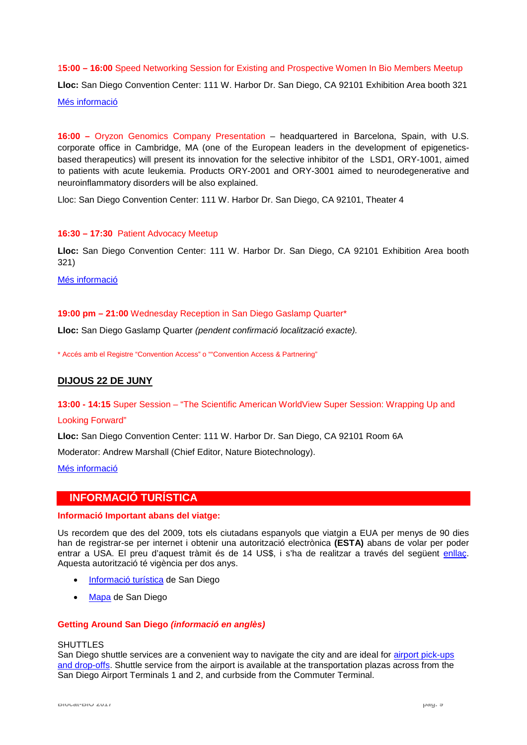**15:00 – 16:00** Speed Networking Session for Existing and Prospective Women In Bio Members Meetup

**Lloc:** San Diego Convention Center: 111 W. Harbor Dr. San Diego, CA 92101 Exhibition Area booth 321

Més informació

**16:00 –** Oryzon Genomics Company Presentation – headquartered in Barcelona, Spain, with U.S. corporate office in Cambridge, MA (one of the European leaders in the development of epigenetics-based therapeutics) will present its innovation for the selective inhibitor of the LSD1, ORY-1001, aimed to patients with acute leukemia. Products ORY-2001 and ORY-3001 aimed to neurodegenerative and neuroinflammatory disorders will be also explained.

Lloc: San Diego Convention Center: 111 W. Harbor Dr. San Diego, CA 92101, Theater 4

**16:30 – 17:30** Patient Advocacy Meetup

**Lloc:** San Diego Convention Center: 111 W. Harbor Dr. San Diego, CA 92101 Exhibition Area booth 321)

Més informació

**19:00 pm – 21:00** Wednesday Reception in San Diego Gaslamp Quarter*

**Lloc:** San Diego Gaslamp Quarter *(pendent confirmació localització exacte).*

* Accés amb el Registre "Convention Access" o ""Convention Access & Partnering"

## DIJOUS 22 DE JUNY

**13:00 - 14:15** Super Session – "The Scientific American WorldView Super Session: Wrapping Up and Looking Forward"

**Lloc:** San Diego Convention Center: 111 W. Harbor Dr. San Diego, CA 92101 Room 6A

Moderator: Andrew Marshall (Chief Editor, Nature Biotechnology).

Més informació

## INFORMACIÓ TURÍSTICA

**Informació Important abans del viatge:**

Us recordem que des del 2009, tots els ciutadans espanyols que viatgin a EUA per menys de 90 dies han de registrar-se per internet i obtenir una autorització electrònica **(ESTA)** abans de volar per poder entrar a USA. El preu d'aquest tràmit és de 14 US$, i s'ha de realitzar a través del següent enllaç. Aquesta autorització té vigència per dos anys.

- Informació turística de San Diego
- Mapa de San Diego

**Getting Around San Diego *(informació en anglès)***

SHUTTLES
San Diego shuttle services are a convenient way to navigate the city and are ideal for airport pick-ups and drop-offs. Shuttle service from the airport is available at the transportation plazas across from the San Diego Airport Terminals 1 and 2, and curbside from the Commuter Terminal.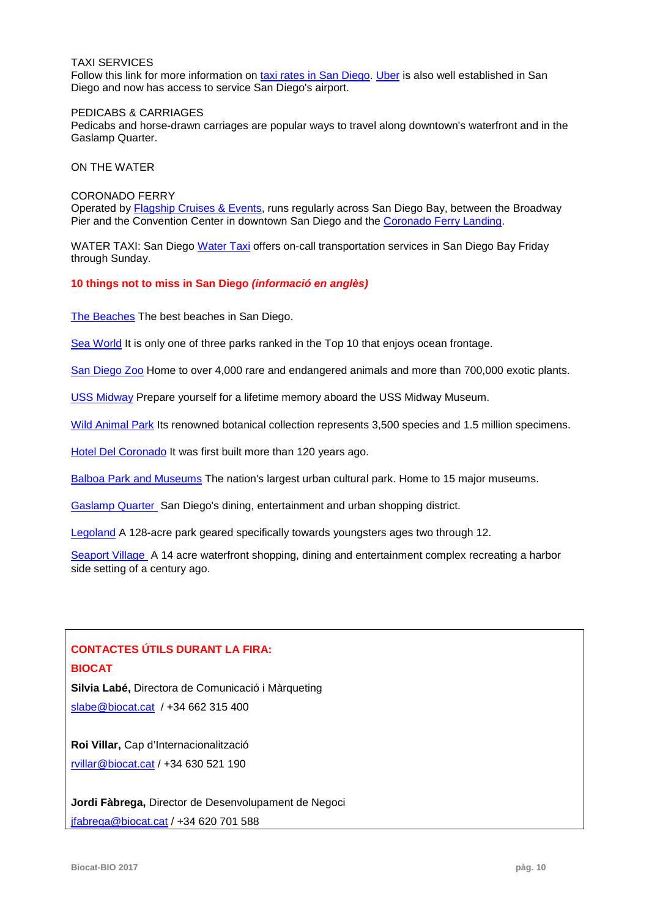TAXI SERVICES

Follow this link for more information on taxi rates in San Diego. Uber is also well established in San Diego and now has access to service San Diego's airport.

PEDICABS & CARRIAGES

Pedicabs and horse-drawn carriages are popular ways to travel along downtown's waterfront and in the Gaslamp Quarter.

ON THE WATER

CORONADO FERRY

Operated by Flagship Cruises & Events, runs regularly across San Diego Bay, between the Broadway Pier and the Convention Center in downtown San Diego and the Coronado Ferry Landing.

WATER TAXI: San Diego Water Taxi offers on-call transportation services in San Diego Bay Friday through Sunday.

**10 things not to miss in San Diego *(informació en anglès)***

The Beaches The best beaches in San Diego.

Sea World It is only one of three parks ranked in the Top 10 that enjoys ocean frontage.

San Diego Zoo Home to over 4,000 rare and endangered animals and more than 700,000 exotic plants.

USS Midway Prepare yourself for a lifetime memory aboard the USS Midway Museum.

Wild Animal Park Its renowned botanical collection represents 3,500 species and 1.5 million specimens.

Hotel Del Coronado It was first built more than 120 years ago.

Balboa Park and Museums The nation's largest urban cultural park. Home to 15 major museums.

Gaslamp Quarter San Diego's dining, entertainment and urban shopping district.

Legoland A 128-acre park geared specifically towards youngsters ages two through 12.

Seaport Village A 14 acre waterfront shopping, dining and entertainment complex recreating a harbor side setting of a century ago.

**CONTACTES ÚTILS DURANT LA FIRA:**

**BIOCAT**

**Silvia Labé,** Directora de Comunicació i Màrqueting

slabe@biocat.cat / +34 662 315 400

**Roi Villar,** Cap d'Internacionalització

rvillar@biocat.cat / +34 630 521 190

**Jordi Fàbrega,** Director de Desenvolupament de Negoci

jfabrega@biocat.cat / +34 620 701 588